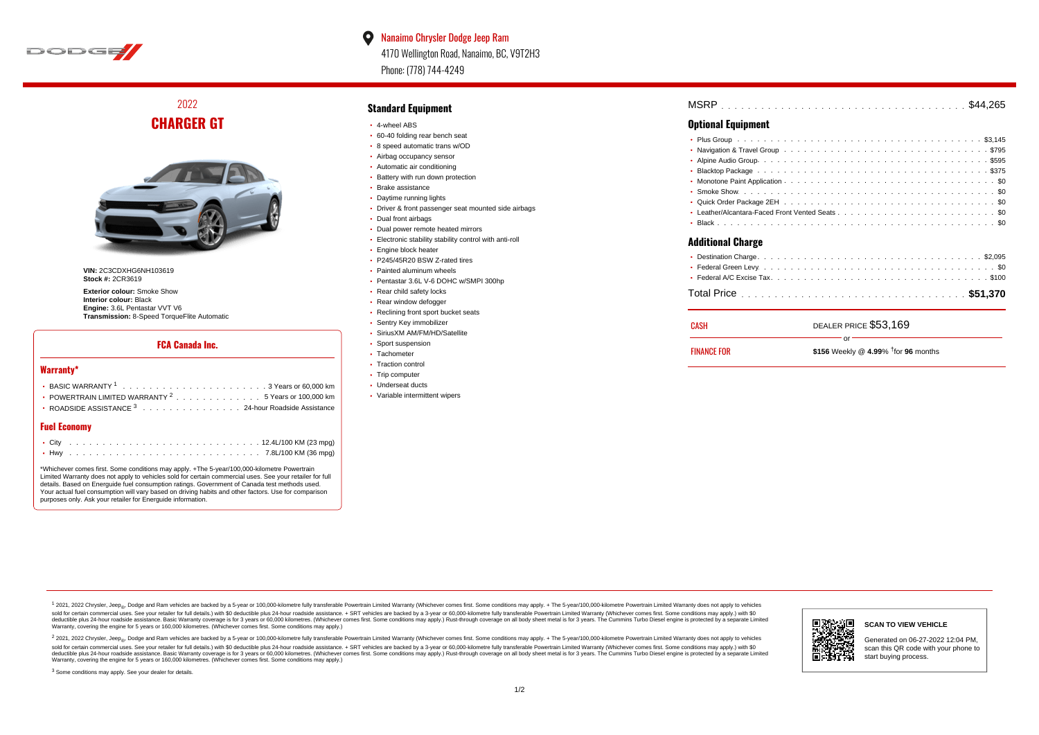Nanaimo Chrysler Dodge Jeep Ram
4170 Wellington Road, Nanaimo, BC, V9T2H3
Phone: (778) 744-4249

2022

# CHARGER GT

**VIN:** 2C3CDXHG6NH103619
**Stock #:** 2CR3619

**Exterior colour:** Smoke Show
**Interior colour:** Black
**Engine:** 3.6L Pentastar VVT V6
**Transmission:** 8-Speed TorqueFlite Automatic

## FCA Canada Inc.

### Warranty*

- BASIC WARRANTY [1] . . . . . . . . . . 3 Years or 60,000 km
- POWERTRAIN LIMITED WARRANTY [2] . . . . . . . . . . 5 Years or 100,000 km
- ROADSIDE ASSISTANCE [3] . . . . . . . . . . 24-hour Roadside Assistance

### Fuel Economy

- City . . . . . . . . . . 12.4L/100 KM (23 mpg)
- Hwy . . . . . . . . . . 7.8L/100 KM (36 mpg)

*Whichever comes first. Some conditions may apply. +The 5-year/100,000-kilometre Powertrain Limited Warranty does not apply to vehicles sold for certain commercial uses. See your retailer for full details. Based on Energuide fuel consumption ratings. Government of Canada test methods used. Your actual fuel consumption will vary based on driving habits and other factors. Use for comparison purposes only. Ask your retailer for Energuide information.

## Standard Equipment

- 4-wheel ABS
- 60-40 folding rear bench seat
- 8 speed automatic trans w/OD
- Airbag occupancy sensor
- Automatic air conditioning
- Battery with run down protection
- Brake assistance
- Daytime running lights
- Driver & front passenger seat mounted side airbags
- Dual front airbags
- Dual power remote heated mirrors
- Electronic stability stability control with anti-roll
- Engine block heater
- P245/45R20 BSW Z-rated tires
- Painted aluminum wheels
- Pentastar 3.6L V-6 DOHC w/SMPI 300hp
- Rear child safety locks
- Rear window defogger
- Reclining front sport bucket seats
- Sentry Key immobilizer
- SiriusXM AM/FM/HD/Satellite
- Sport suspension
- Tachometer
- Traction control
- Trip computer
- Underseat ducts
- Variable intermittent wipers

MSRP . . . . . . . . . . $44,265

## Optional Equipment

- Plus Group . . . . . . . . . . $3,145
- Navigation & Travel Group . . . . . . . . . . $795
- Alpine Audio Group . . . . . . . . . . $595
- Blacktop Package . . . . . . . . . . $375
- Monotone Paint Application . . . . . . . . . . $0
- Smoke Show . . . . . . . . . . $0
- Quick Order Package 2EH . . . . . . . . . . $0
- Leather/Alcantara-Faced Front Vented Seats . . . . . . . . . . $0
- Black . . . . . . . . . . $0

## Additional Charge

- Destination Charge . . . . . . . . . . $2,095
- Federal Green Levy . . . . . . . . . . $0
- Federal A/C Excise Tax . . . . . . . . . . $100

Total Price . . . . . . . . . . **$51,370**

CASH — DEALER PRICE $53,169

or

FINANCE FOR — **$156** Weekly @ **4.99**% †for **96** months

[1] 2021, 2022 Chrysler, Jeep®, Dodge and Ram vehicles are backed by a 5-year or 100,000-kilometre fully transferable Powertrain Limited Warranty (Whichever comes first. Some conditions may apply. + The 5-year/100,000-kilometre Powertrain Limited Warranty does not apply to vehicles sold for certain commercial uses. See your retailer for full details.) with $0 deductible plus 24-hour roadside assistance. + SRT vehicles are backed by a 3-year or 60,000-kilometre fully transferable Powertrain Limited Warranty (Whichever comes first. Some conditions may apply.) with $0 deductible plus 24-hour roadside assistance. Basic Warranty coverage is for 3 years or 60,000 kilometres. (Whichever comes first. Some conditions may apply.) Rust-through coverage on all body sheet metal is for 3 years. The Cummins Turbo Diesel engine is protected by a separate Limited Warranty, covering the engine for 5 years or 160,000 kilometres. (Whichever comes first. Some conditions may apply.)

[2] 2021, 2022 Chrysler, Jeep®, Dodge and Ram vehicles are backed by a 5-year or 100,000-kilometre fully transferable Powertrain Limited Warranty (Whichever comes first. Some conditions may apply. + The 5-year/100,000-kilometre Powertrain Limited Warranty does not apply to vehicles sold for certain commercial uses. See your retailer for full details.) with $0 deductible plus 24-hour roadside assistance. + SRT vehicles are backed by a 3-year or 60,000-kilometre fully transferable Powertrain Limited Warranty (Whichever comes first. Some conditions may apply.) with $0 deductible plus 24-hour roadside assistance. Basic Warranty coverage is for 3 years or 60,000 kilometres. (Whichever comes first. Some conditions may apply.) Rust-through coverage on all body sheet metal is for 3 years. The Cummins Turbo Diesel engine is protected by a separate Limited Warranty, covering the engine for 5 years or 160,000 kilometres. (Whichever comes first. Some conditions may apply.)

[3] Some conditions may apply. See your dealer for details.

**SCAN TO VIEW VEHICLE**

Generated on 06-27-2022 12:04 PM, scan this QR code with your phone to start buying process.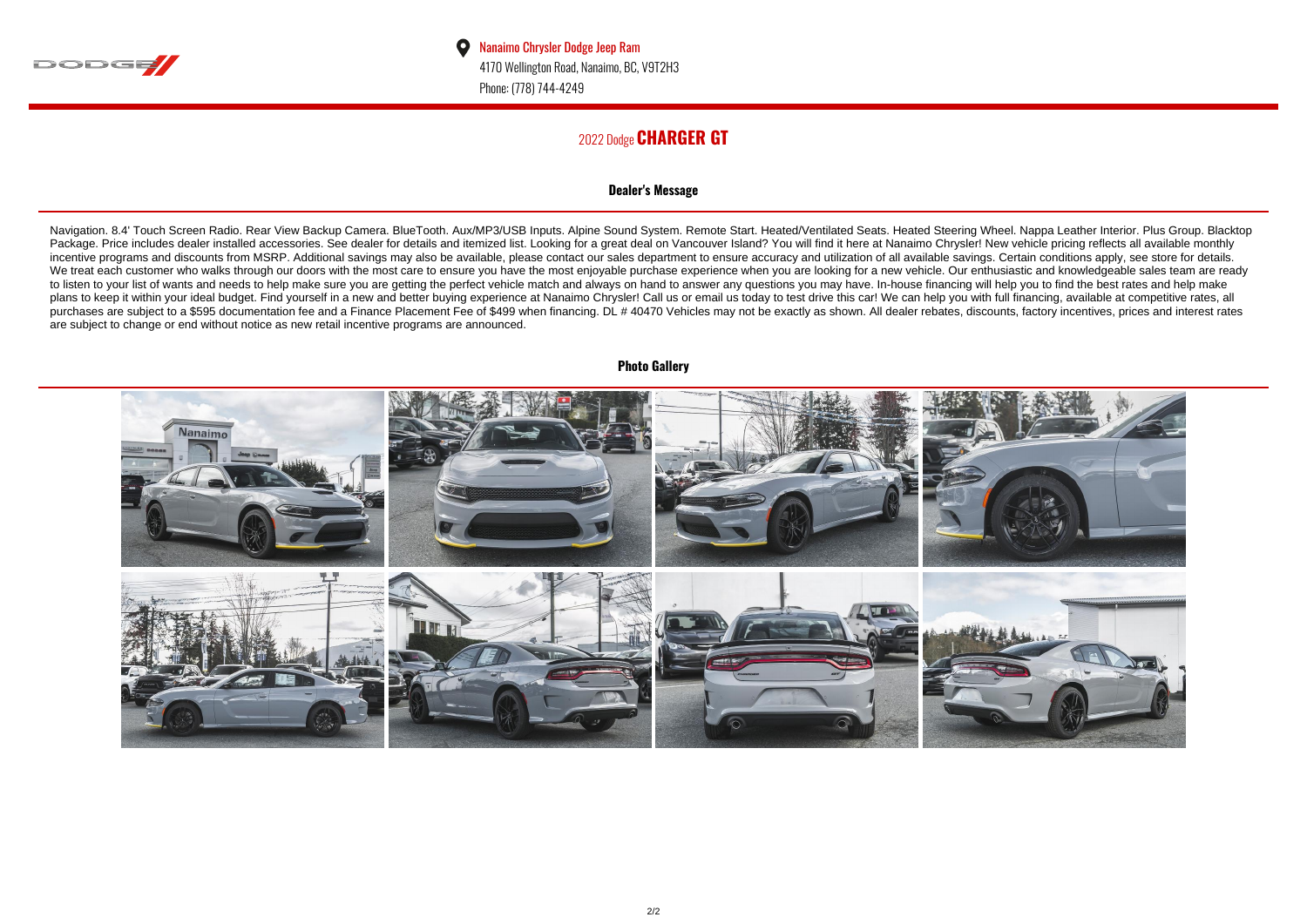Nanaimo Chrysler Dodge Jeep Ram
4170 Wellington Road, Nanaimo, BC, V9T2H3
Phone: (778) 744-4249

# 2022 Dodge **CHARGER GT**

## Dealer's Message

Navigation. 8.4' Touch Screen Radio. Rear View Backup Camera. BlueTooth. Aux/MP3/USB Inputs. Alpine Sound System. Remote Start. Heated/Ventilated Seats. Heated Steering Wheel. Nappa Leather Interior. Plus Group. Blacktop Package. Price includes dealer installed accessories. See dealer for details and itemized list. Looking for a great deal on Vancouver Island? You will find it here at Nanaimo Chrysler! New vehicle pricing reflects all available monthly incentive programs and discounts from MSRP. Additional savings may also be available, please contact our sales department to ensure accuracy and utilization of all available savings. Certain conditions apply, see store for details. We treat each customer who walks through our doors with the most care to ensure you have the most enjoyable purchase experience when you are looking for a new vehicle. Our enthusiastic and knowledgeable sales team are ready to listen to your list of wants and needs to help make sure you are getting the perfect vehicle match and always on hand to answer any questions you may have. In-house financing will help you to find the best rates and help make plans to keep it within your ideal budget. Find yourself in a new and better buying experience at Nanaimo Chrysler! Call us or email us today to test drive this car! We can help you with full financing, available at competitive rates, all purchases are subject to a $595 documentation fee and a Finance Placement Fee of $499 when financing. DL # 40470 Vehicles may not be exactly as shown. All dealer rebates, discounts, factory incentives, prices and interest rates are subject to change or end without notice as new retail incentive programs are announced.

## Photo Gallery